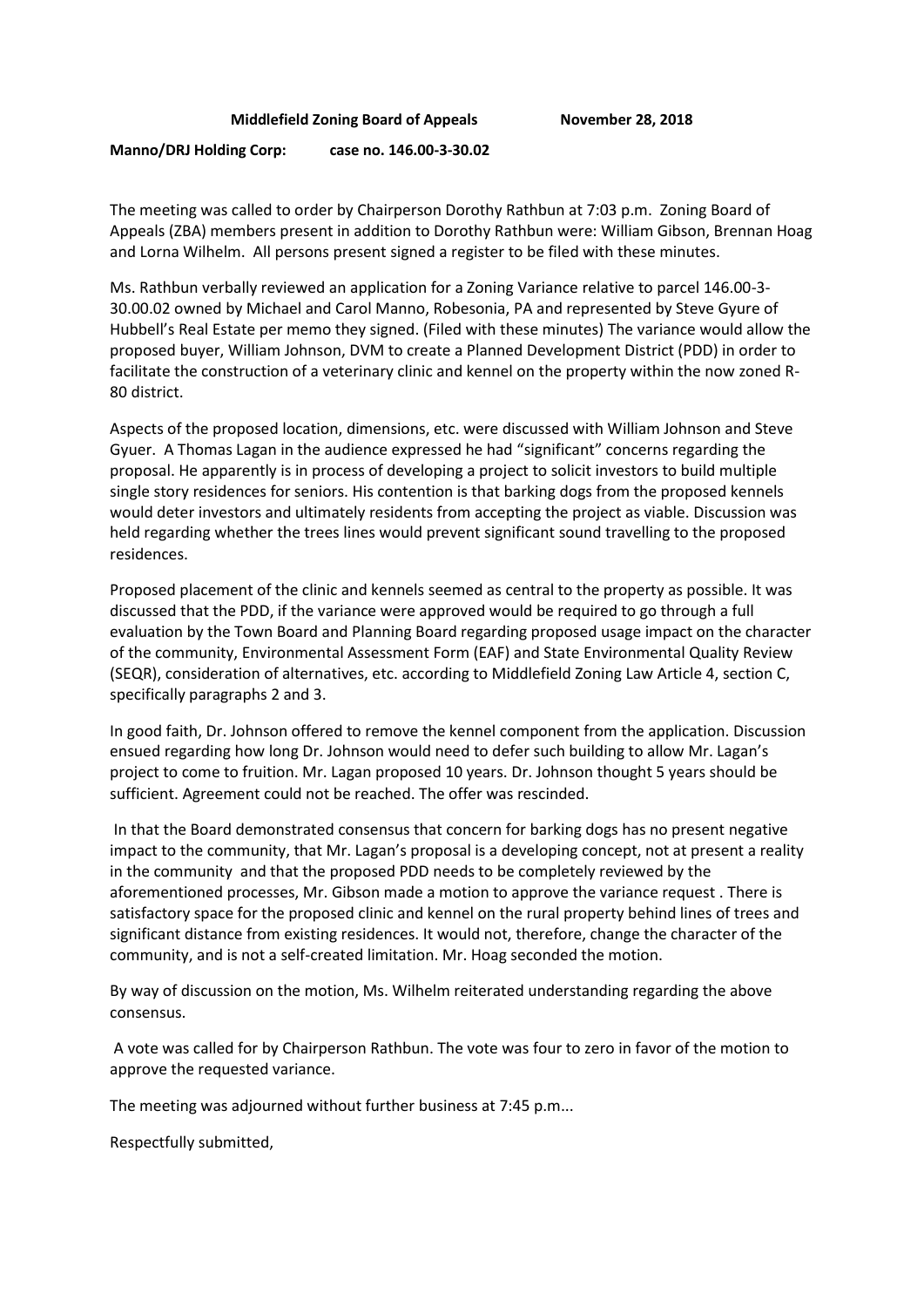**Middlefield Zoning Board of Appeals November 28, 2018**

**Manno/DRJ Holding Corp: case no. 146.00-3-30.02**

The meeting was called to order by Chairperson Dorothy Rathbun at 7:03 p.m. Zoning Board of Appeals (ZBA) members present in addition to Dorothy Rathbun were: William Gibson, Brennan Hoag and Lorna Wilhelm. All persons present signed a register to be filed with these minutes.

Ms. Rathbun verbally reviewed an application for a Zoning Variance relative to parcel 146.00-3-30.00.02 owned by Michael and Carol Manno, Robesonia, PA and represented by Steve Gyure of Hubbell's Real Estate per memo they signed. (Filed with these minutes) The variance would allow the proposed buyer, William Johnson, DVM to create a Planned Development District (PDD) in order to facilitate the construction of a veterinary clinic and kennel on the property within the now zoned R-80 district.

Aspects of the proposed location, dimensions, etc. were discussed with William Johnson and Steve Gyuer. A Thomas Lagan in the audience expressed he had "significant" concerns regarding the proposal. He apparently is in process of developing a project to solicit investors to build multiple single story residences for seniors. His contention is that barking dogs from the proposed kennels would deter investors and ultimately residents from accepting the project as viable. Discussion was held regarding whether the trees lines would prevent significant sound travelling to the proposed residences.

Proposed placement of the clinic and kennels seemed as central to the property as possible. It was discussed that the PDD, if the variance were approved would be required to go through a full evaluation by the Town Board and Planning Board regarding proposed usage impact on the character of the community, Environmental Assessment Form (EAF) and State Environmental Quality Review (SEQR), consideration of alternatives, etc. according to Middlefield Zoning Law Article 4, section C, specifically paragraphs 2 and 3.

In good faith, Dr. Johnson offered to remove the kennel component from the application. Discussion ensued regarding how long Dr. Johnson would need to defer such building to allow Mr. Lagan's project to come to fruition. Mr. Lagan proposed 10 years. Dr. Johnson thought 5 years should be sufficient. Agreement could not be reached. The offer was rescinded.

In that the Board demonstrated consensus that concern for barking dogs has no present negative impact to the community, that Mr. Lagan's proposal is a developing concept, not at present a reality in the community and that the proposed PDD needs to be completely reviewed by the aforementioned processes, Mr. Gibson made a motion to approve the variance request . There is satisfactory space for the proposed clinic and kennel on the rural property behind lines of trees and significant distance from existing residences. It would not, therefore, change the character of the community, and is not a self-created limitation. Mr. Hoag seconded the motion.

By way of discussion on the motion, Ms. Wilhelm reiterated understanding regarding the above consensus.

A vote was called for by Chairperson Rathbun. The vote was four to zero in favor of the motion to approve the requested variance.

The meeting was adjourned without further business at 7:45 p.m...

Respectfully submitted,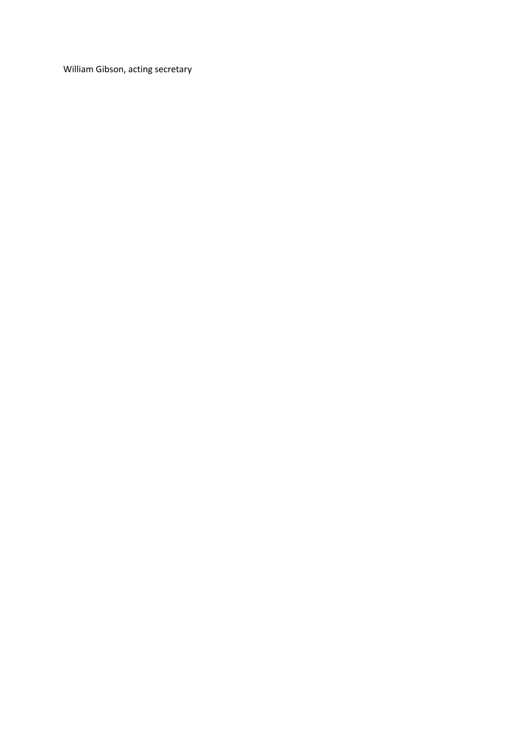William Gibson, acting secretary